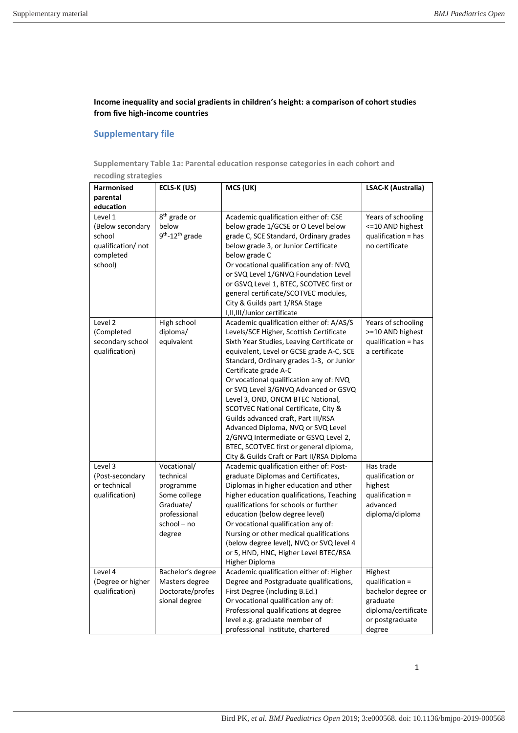**Income inequality and social gradients in children's height: a comparison of cohort studies from five high-income countries**

## Supplementary file

**Supplementary Table 1a: Parental education response categories in each cohort and recoding strategies**

| Harmonised parental education | ECLS-K (US) | MCS (UK) | LSAC-K (Australia) |
|---|---|---|---|
| Level 1 (Below secondary school qualification/ not completed school) | 8th grade or below 9th-12th grade | Academic qualification either of: CSE below grade 1/GCSE or O Level below grade C, SCE Standard, Ordinary grades below grade 3, or Junior Certificate below grade C Or vocational qualification any of: NVQ or SVQ Level 1/GNVQ Foundation Level or GSVQ Level 1, BTEC, SCOTVEC first or general certificate/SCOTVEC modules, City & Guilds part 1/RSA Stage I,II,III/Junior certificate | Years of schooling <=10 AND highest qualification = has no certificate |
| Level 2 (Completed secondary school qualification) | High school diploma/ equivalent | Academic qualification either of: A/AS/S Levels/SCE Higher, Scottish Certificate Sixth Year Studies, Leaving Certificate or equivalent, Level or GCSE grade A-C, SCE Standard, Ordinary grades 1-3, or Junior Certificate grade A-C Or vocational qualification any of: NVQ or SVQ Level 3/GNVQ Advanced or GSVQ Level 3, OND, ONCM BTEC National, SCOTVEC National Certificate, City & Guilds advanced craft, Part III/RSA Advanced Diploma, NVQ or SVQ Level 2/GNVQ Intermediate or GSVQ Level 2, BTEC, SCOTVEC first or general diploma, City & Guilds Craft or Part II/RSA Diploma | Years of schooling >=10 AND highest qualification = has a certificate |
| Level 3 (Post-secondary or technical qualification) | Vocational/ technical programme Some college Graduate/ professional school – no degree | Academic qualification either of: Post-graduate Diplomas and Certificates, Diplomas in higher education and other higher education qualifications, Teaching qualifications for schools or further education (below degree level) Or vocational qualification any of: Nursing or other medical qualifications (below degree level), NVQ or SVQ level 4 or 5, HND, HNC, Higher Level BTEC/RSA Higher Diploma | Has trade qualification or highest qualification = advanced diploma/diploma |
| Level 4 (Degree or higher qualification) | Bachelor's degree Masters degree Doctorate/professional degree | Academic qualification either of: Higher Degree and Postgraduate qualifications, First Degree (including B.Ed.) Or vocational qualification any of: Professional qualifications at degree level e.g. graduate member of professional institute, chartered | Highest qualification = bachelor degree or graduate diploma/certificate or postgraduate degree |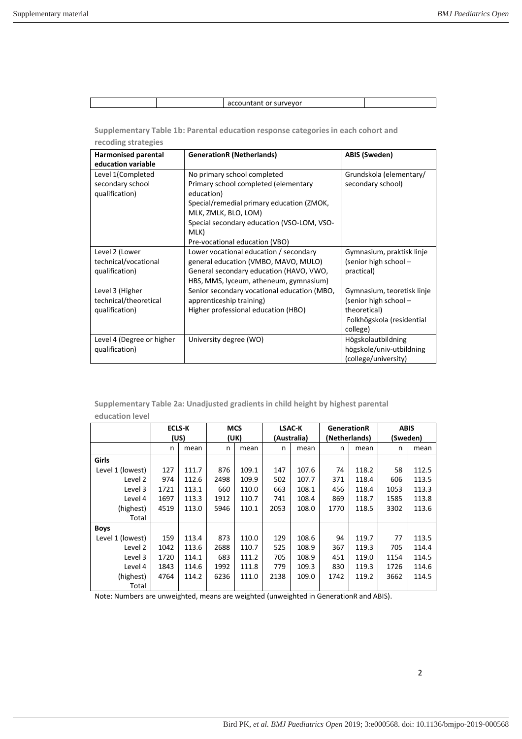| | | accountant or surveyor | |
|---|---|---|---|

**Supplementary Table 1b: Parental education response categories in each cohort and recoding strategies**

| Harmonised parental education variable | GenerationR (Netherlands) | ABIS (Sweden) |
|---|---|---|
| Level 1(Completed secondary school qualification) | No primary school completed<br>Primary school completed (elementary education)<br>Special/remedial primary education (ZMOK, MLK, ZMLK, BLO, LOM)<br>Special secondary education (VSO-LOM, VSO-MLK)<br>Pre-vocational education (VBO) | Grundskola (elementary/ secondary school) |
| Level 2 (Lower technical/vocational qualification) | Lower vocational education / secondary general education (VMBO, MAVO, MULO)<br>General secondary education (HAVO, VWO, HBS, MMS, lyceum, atheneum, gymnasium) | Gymnasium, praktisk linje (senior high school – practical) |
| Level 3 (Higher technical/theoretical qualification) | Senior secondary vocational education (MBO, apprenticeship training)<br>Higher professional education (HBO) | Gymnasium, teoretisk linje (senior high school – theoretical)<br>Folkhögskola (residential college) |
| Level 4 (Degree or higher qualification) | University degree (WO) | Högskolautbildning högskole/univ-utbildning (college/university) |

**Supplementary Table 2a: Unadjusted gradients in child height by highest parental education level**

| | ECLS-K (US) | | MCS (UK) | | LSAC-K (Australia) | | GenerationR (Netherlands) | | ABIS (Sweden) | |
|---|---|---|---|---|---|---|---|---|---|---|
| | n | mean | n | mean | n | mean | n | mean | n | mean |
| **Girls** | | | | | | | | | | |
| Level 1 (lowest) | 127 | 111.7 | 876 | 109.1 | 147 | 107.6 | 74 | 118.2 | 58 | 112.5 |
| Level 2 | 974 | 112.6 | 2498 | 109.9 | 502 | 107.7 | 371 | 118.4 | 606 | 113.5 |
| Level 3 | 1721 | 113.1 | 660 | 110.0 | 663 | 108.1 | 456 | 118.4 | 1053 | 113.3 |
| Level 4 (highest) | 1697 | 113.3 | 1912 | 110.7 | 741 | 108.4 | 869 | 118.7 | 1585 | 113.8 |
| Total | 4519 | 113.0 | 5946 | 110.1 | 2053 | 108.0 | 1770 | 118.5 | 3302 | 113.6 |
| **Boys** | | | | | | | | | | |
| Level 1 (lowest) | 159 | 113.4 | 873 | 110.0 | 129 | 108.6 | 94 | 119.7 | 77 | 113.5 |
| Level 2 | 1042 | 113.6 | 2688 | 110.7 | 525 | 108.9 | 367 | 119.3 | 705 | 114.4 |
| Level 3 | 1720 | 114.1 | 683 | 111.2 | 705 | 108.9 | 451 | 119.0 | 1154 | 114.5 |
| Level 4 (highest) | 1843 | 114.6 | 1992 | 111.8 | 779 | 109.3 | 830 | 119.3 | 1726 | 114.6 |
| Total | 4764 | 114.2 | 6236 | 111.0 | 2138 | 109.0 | 1742 | 119.2 | 3662 | 114.5 |

Note: Numbers are unweighted, means are weighted (unweighted in GenerationR and ABIS).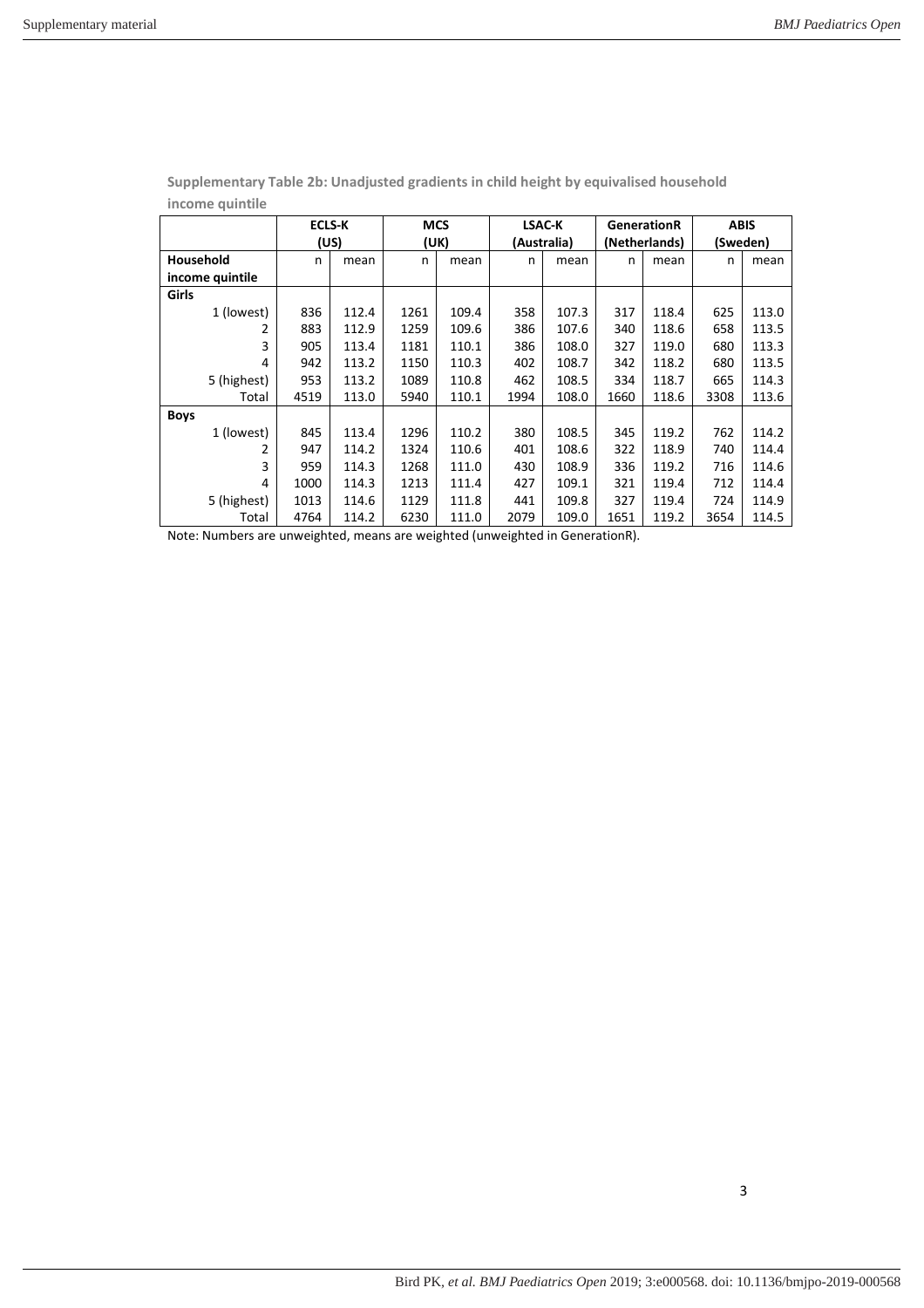**Supplementary Table 2b: Unadjusted gradients in child height by equivalised household income quintile**

| | ECLS-K (US) | | MCS (UK) | | LSAC-K (Australia) | | GenerationR (Netherlands) | | ABIS (Sweden) | |
|---|---|---|---|---|---|---|---|---|---|---|
| **Household income quintile** | n | mean | n | mean | n | mean | n | mean | n | mean |
| **Girls** | | | | | | | | | | |
| 1 (lowest) | 836 | 112.4 | 1261 | 109.4 | 358 | 107.3 | 317 | 118.4 | 625 | 113.0 |
| 2 | 883 | 112.9 | 1259 | 109.6 | 386 | 107.6 | 340 | 118.6 | 658 | 113.5 |
| 3 | 905 | 113.4 | 1181 | 110.1 | 386 | 108.0 | 327 | 119.0 | 680 | 113.3 |
| 4 | 942 | 113.2 | 1150 | 110.3 | 402 | 108.7 | 342 | 118.2 | 680 | 113.5 |
| 5 (highest) | 953 | 113.2 | 1089 | 110.8 | 462 | 108.5 | 334 | 118.7 | 665 | 114.3 |
| Total | 4519 | 113.0 | 5940 | 110.1 | 1994 | 108.0 | 1660 | 118.6 | 3308 | 113.6 |
| **Boys** | | | | | | | | | | |
| 1 (lowest) | 845 | 113.4 | 1296 | 110.2 | 380 | 108.5 | 345 | 119.2 | 762 | 114.2 |
| 2 | 947 | 114.2 | 1324 | 110.6 | 401 | 108.6 | 322 | 118.9 | 740 | 114.4 |
| 3 | 959 | 114.3 | 1268 | 111.0 | 430 | 108.9 | 336 | 119.2 | 716 | 114.6 |
| 4 | 1000 | 114.3 | 1213 | 111.4 | 427 | 109.1 | 321 | 119.4 | 712 | 114.4 |
| 5 (highest) | 1013 | 114.6 | 1129 | 111.8 | 441 | 109.8 | 327 | 119.4 | 724 | 114.9 |
| Total | 4764 | 114.2 | 6230 | 111.0 | 2079 | 109.0 | 1651 | 119.2 | 3654 | 114.5 |

Note: Numbers are unweighted, means are weighted (unweighted in GenerationR).